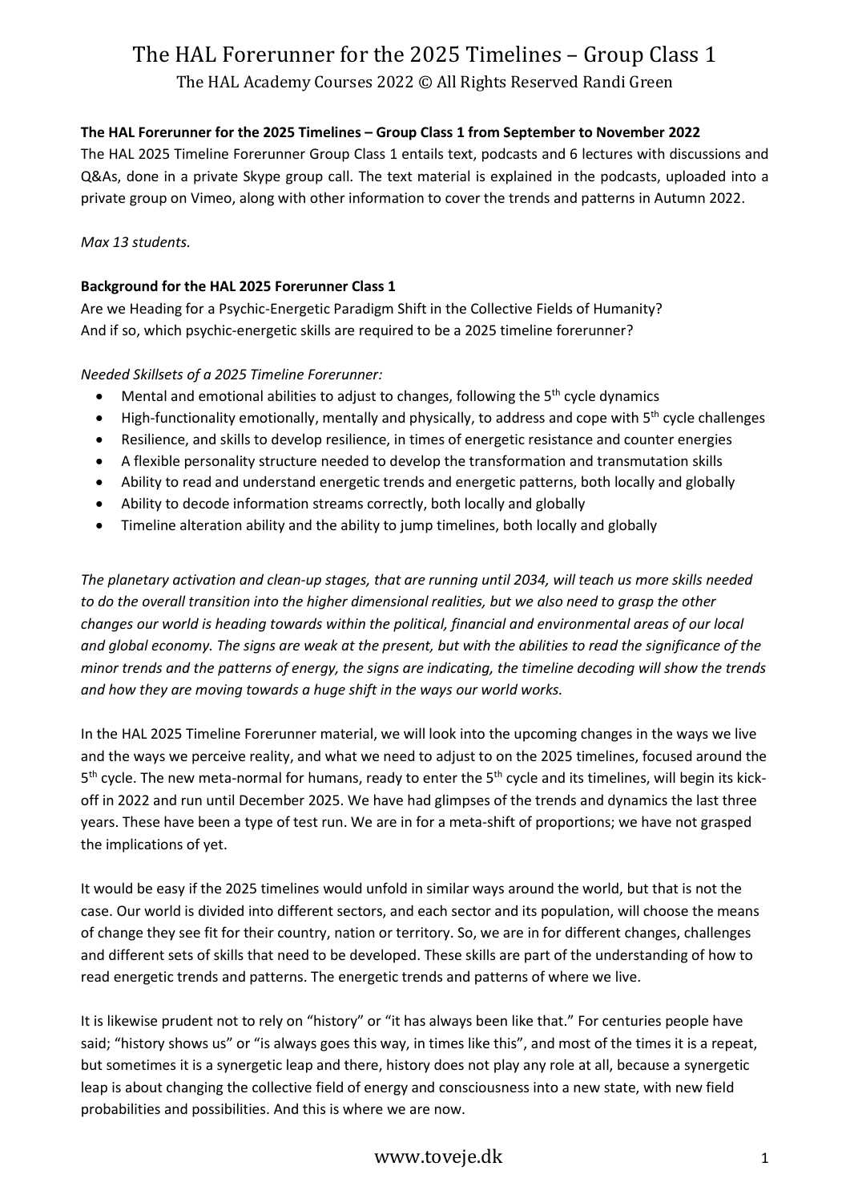# The HAL Forerunner for the 2025 Timelines – Group Class 1

The HAL Academy Courses 2022 © All Rights Reserved Randi Green

**The HAL Forerunner for the 2025 Timelines – Group Class 1 from September to November 2022**

The HAL 2025 Timeline Forerunner Group Class 1 entails text, podcasts and 6 lectures with discussions and Q&As, done in a private Skype group call. The text material is explained in the podcasts, uploaded into a private group on Vimeo, along with other information to cover the trends and patterns in Autumn 2022.

*Max 13 students.*

**Background for the HAL 2025 Forerunner Class 1**

Are we Heading for a Psychic-Energetic Paradigm Shift in the Collective Fields of Humanity?
And if so, which psychic-energetic skills are required to be a 2025 timeline forerunner?

*Needed Skillsets of a 2025 Timeline Forerunner:*

- Mental and emotional abilities to adjust to changes, following the 5th cycle dynamics
- High-functionality emotionally, mentally and physically, to address and cope with 5th cycle challenges
- Resilience, and skills to develop resilience, in times of energetic resistance and counter energies
- A flexible personality structure needed to develop the transformation and transmutation skills
- Ability to read and understand energetic trends and energetic patterns, both locally and globally
- Ability to decode information streams correctly, both locally and globally
- Timeline alteration ability and the ability to jump timelines, both locally and globally

*The planetary activation and clean-up stages, that are running until 2034, will teach us more skills needed to do the overall transition into the higher dimensional realities, but we also need to grasp the other changes our world is heading towards within the political, financial and environmental areas of our local and global economy. The signs are weak at the present, but with the abilities to read the significance of the minor trends and the patterns of energy, the signs are indicating, the timeline decoding will show the trends and how they are moving towards a huge shift in the ways our world works.*

In the HAL 2025 Timeline Forerunner material, we will look into the upcoming changes in the ways we live and the ways we perceive reality, and what we need to adjust to on the 2025 timelines, focused around the 5th cycle. The new meta-normal for humans, ready to enter the 5th cycle and its timelines, will begin its kick-off in 2022 and run until December 2025. We have had glimpses of the trends and dynamics the last three years. These have been a type of test run. We are in for a meta-shift of proportions; we have not grasped the implications of yet.

It would be easy if the 2025 timelines would unfold in similar ways around the world, but that is not the case. Our world is divided into different sectors, and each sector and its population, will choose the means of change they see fit for their country, nation or territory. So, we are in for different changes, challenges and different sets of skills that need to be developed. These skills are part of the understanding of how to read energetic trends and patterns. The energetic trends and patterns of where we live.

It is likewise prudent not to rely on "history" or "it has always been like that." For centuries people have said; "history shows us" or "is always goes this way, in times like this", and most of the times it is a repeat, but sometimes it is a synergetic leap and there, history does not play any role at all, because a synergetic leap is about changing the collective field of energy and consciousness into a new state, with new field probabilities and possibilities. And this is where we are now.

www.toveje.dk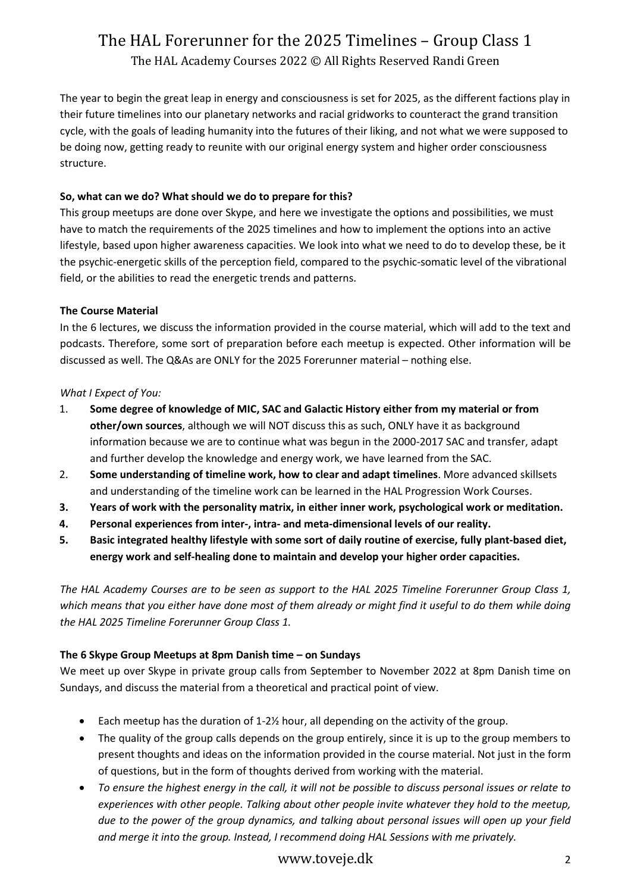The year to begin the great leap in energy and consciousness is set for 2025, as the different factions play in their future timelines into our planetary networks and racial gridworks to counteract the grand transition cycle, with the goals of leading humanity into the futures of their liking, and not what we were supposed to be doing now, getting ready to reunite with our original energy system and higher order consciousness structure.

**So, what can we do? What should we do to prepare for this?**

This group meetups are done over Skype, and here we investigate the options and possibilities, we must have to match the requirements of the 2025 timelines and how to implement the options into an active lifestyle, based upon higher awareness capacities. We look into what we need to do to develop these, be it the psychic-energetic skills of the perception field, compared to the psychic-somatic level of the vibrational field, or the abilities to read the energetic trends and patterns.

**The Course Material**

In the 6 lectures, we discuss the information provided in the course material, which will add to the text and podcasts. Therefore, some sort of preparation before each meetup is expected. Other information will be discussed as well. The Q&As are ONLY for the 2025 Forerunner material – nothing else.

*What I Expect of You:*

1. **Some degree of knowledge of MIC, SAC and Galactic History either from my material or from other/own sources**, although we will NOT discuss this as such, ONLY have it as background information because we are to continue what was begun in the 2000-2017 SAC and transfer, adapt and further develop the knowledge and energy work, we have learned from the SAC.
2. **Some understanding of timeline work, how to clear and adapt timelines**. More advanced skillsets and understanding of the timeline work can be learned in the HAL Progression Work Courses.
3. **Years of work with the personality matrix, in either inner work, psychological work or meditation.**
4. **Personal experiences from inter-, intra- and meta-dimensional levels of our reality.**
5. **Basic integrated healthy lifestyle with some sort of daily routine of exercise, fully plant-based diet, energy work and self-healing done to maintain and develop your higher order capacities.**

*The HAL Academy Courses are to be seen as support to the HAL 2025 Timeline Forerunner Group Class 1, which means that you either have done most of them already or might find it useful to do them while doing the HAL 2025 Timeline Forerunner Group Class 1.*

**The 6 Skype Group Meetups at 8pm Danish time – on Sundays**

We meet up over Skype in private group calls from September to November 2022 at 8pm Danish time on Sundays, and discuss the material from a theoretical and practical point of view.

- Each meetup has the duration of 1-2½ hour, all depending on the activity of the group.
- The quality of the group calls depends on the group entirely, since it is up to the group members to present thoughts and ideas on the information provided in the course material. Not just in the form of questions, but in the form of thoughts derived from working with the material.
- *To ensure the highest energy in the call, it will not be possible to discuss personal issues or relate to experiences with other people. Talking about other people invite whatever they hold to the meetup, due to the power of the group dynamics, and talking about personal issues will open up your field and merge it into the group. Instead, I recommend doing HAL Sessions with me privately.*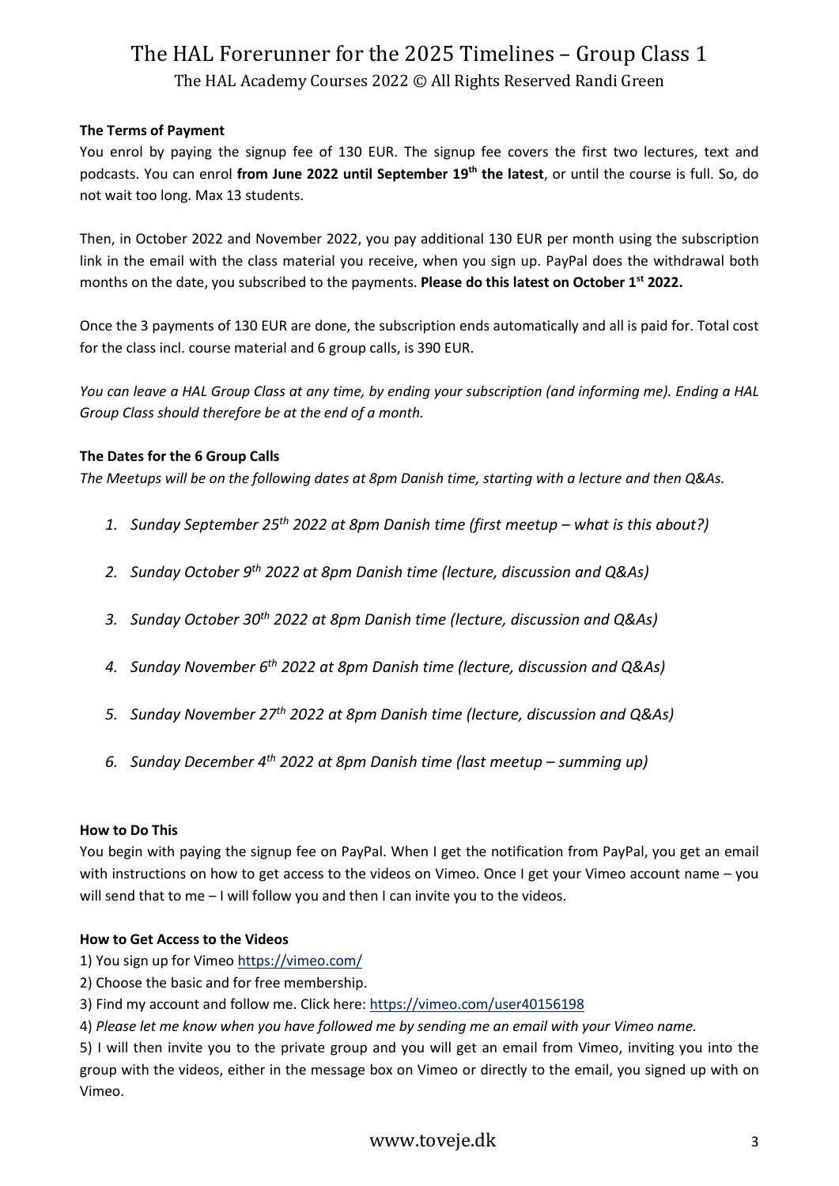**The Terms of Payment**

You enrol by paying the signup fee of 130 EUR. The signup fee covers the first two lectures, text and podcasts. You can enrol **from June 2022 until September 19th the latest**, or until the course is full. So, do not wait too long. Max 13 students.

Then, in October 2022 and November 2022, you pay additional 130 EUR per month using the subscription link in the email with the class material you receive, when you sign up. PayPal does the withdrawal both months on the date, you subscribed to the payments. **Please do this latest on October 1st 2022.**

Once the 3 payments of 130 EUR are done, the subscription ends automatically and all is paid for. Total cost for the class incl. course material and 6 group calls, is 390 EUR.

*You can leave a HAL Group Class at any time, by ending your subscription (and informing me). Ending a HAL Group Class should therefore be at the end of a month.*

**The Dates for the 6 Group Calls**

*The Meetups will be on the following dates at 8pm Danish time, starting with a lecture and then Q&As.*

1. *Sunday September 25th 2022 at 8pm Danish time (first meetup – what is this about?)*
2. *Sunday October 9th 2022 at 8pm Danish time (lecture, discussion and Q&As)*
3. *Sunday October 30th 2022 at 8pm Danish time (lecture, discussion and Q&As)*
4. *Sunday November 6th 2022 at 8pm Danish time (lecture, discussion and Q&As)*
5. *Sunday November 27th 2022 at 8pm Danish time (lecture, discussion and Q&As)*
6. *Sunday December 4th 2022 at 8pm Danish time (last meetup – summing up)*

**How to Do This**

You begin with paying the signup fee on PayPal. When I get the notification from PayPal, you get an email with instructions on how to get access to the videos on Vimeo. Once I get your Vimeo account name – you will send that to me – I will follow you and then I can invite you to the videos.

**How to Get Access to the Videos**

1) You sign up for Vimeo https://vimeo.com/
2) Choose the basic and for free membership.
3) Find my account and follow me. Click here: https://vimeo.com/user40156198
4) *Please let me know when you have followed me by sending me an email with your Vimeo name.*
5) I will then invite you to the private group and you will get an email from Vimeo, inviting you into the group with the videos, either in the message box on Vimeo or directly to the email, you signed up with on Vimeo.

www.toveje.dk